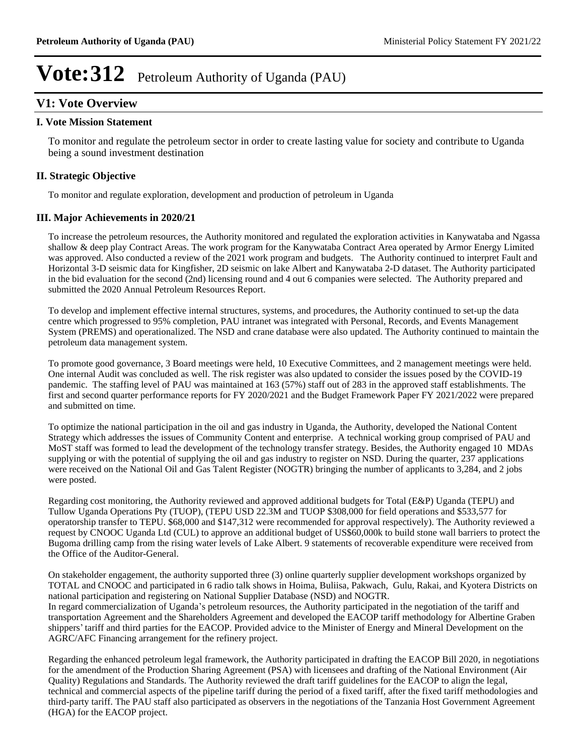# Vote:312 Petroleum Authority of Uganda (PAU)

## V1: Vote Overview

### I. Vote Mission Statement

To monitor and regulate the petroleum sector in order to create lasting value for society and contribute to Uganda being a sound investment destination

### II. Strategic Objective

To monitor and regulate exploration, development and production of petroleum in Uganda

### III. Major Achievements in 2020/21

To increase the petroleum resources, the Authority monitored and regulated the exploration activities in Kanywataba and Ngassa shallow & deep play Contract Areas. The work program for the Kanywataba Contract Area operated by Armor Energy Limited was approved. Also conducted a review of the 2021 work program and budgets. The Authority continued to interpret Fault and Horizontal 3-D seismic data for Kingfisher, 2D seismic on lake Albert and Kanywataba 2-D dataset. The Authority participated in the bid evaluation for the second (2nd) licensing round and 4 out 6 companies were selected. The Authority prepared and submitted the 2020 Annual Petroleum Resources Report.

To develop and implement effective internal structures, systems, and procedures, the Authority continued to set-up the data centre which progressed to 95% completion, PAU intranet was integrated with Personal, Records, and Events Management System (PREMS) and operationalized. The NSD and crane database were also updated. The Authority continued to maintain the petroleum data management system.

To promote good governance, 3 Board meetings were held, 10 Executive Committees, and 2 management meetings were held. One internal Audit was concluded as well. The risk register was also updated to consider the issues posed by the COVID-19 pandemic. The staffing level of PAU was maintained at 163 (57%) staff out of 283 in the approved staff establishments. The first and second quarter performance reports for FY 2020/2021 and the Budget Framework Paper FY 2021/2022 were prepared and submitted on time.

To optimize the national participation in the oil and gas industry in Uganda, the Authority, developed the National Content Strategy which addresses the issues of Community Content and enterprise. A technical working group comprised of PAU and MoST staff was formed to lead the development of the technology transfer strategy. Besides, the Authority engaged 10 MDAs supplying or with the potential of supplying the oil and gas industry to register on NSD. During the quarter, 237 applications were received on the National Oil and Gas Talent Register (NOGTR) bringing the number of applicants to 3,284, and 2 jobs were posted.

Regarding cost monitoring, the Authority reviewed and approved additional budgets for Total (E&P) Uganda (TEPU) and Tullow Uganda Operations Pty (TUOP), (TEPU USD 22.3M and TUOP $308,000 for field operations and $533,577 for operatorship transfer to TEPU. $68,000 and $147,312 were recommended for approval respectively). The Authority reviewed a request by CNOOC Uganda Ltd (CUL) to approve an additional budget of US$60,000k to build stone wall barriers to protect the Bugoma drilling camp from the rising water levels of Lake Albert. 9 statements of recoverable expenditure were received from the Office of the Auditor-General.

On stakeholder engagement, the authority supported three (3) online quarterly supplier development workshops organized by TOTAL and CNOOC and participated in 6 radio talk shows in Hoima, Buliisa, Pakwach, Gulu, Rakai, and Kyotera Districts on national participation and registering on National Supplier Database (NSD) and NOGTR.
In regard commercialization of Uganda's petroleum resources, the Authority participated in the negotiation of the tariff and transportation Agreement and the Shareholders Agreement and developed the EACOP tariff methodology for Albertine Graben shippers' tariff and third parties for the EACOP. Provided advice to the Minister of Energy and Mineral Development on the AGRC/AFC Financing arrangement for the refinery project.

Regarding the enhanced petroleum legal framework, the Authority participated in drafting the EACOP Bill 2020, in negotiations for the amendment of the Production Sharing Agreement (PSA) with licensees and drafting of the National Environment (Air Quality) Regulations and Standards. The Authority reviewed the draft tariff guidelines for the EACOP to align the legal, technical and commercial aspects of the pipeline tariff during the period of a fixed tariff, after the fixed tariff methodologies and third-party tariff. The PAU staff also participated as observers in the negotiations of the Tanzania Host Government Agreement (HGA) for the EACOP project.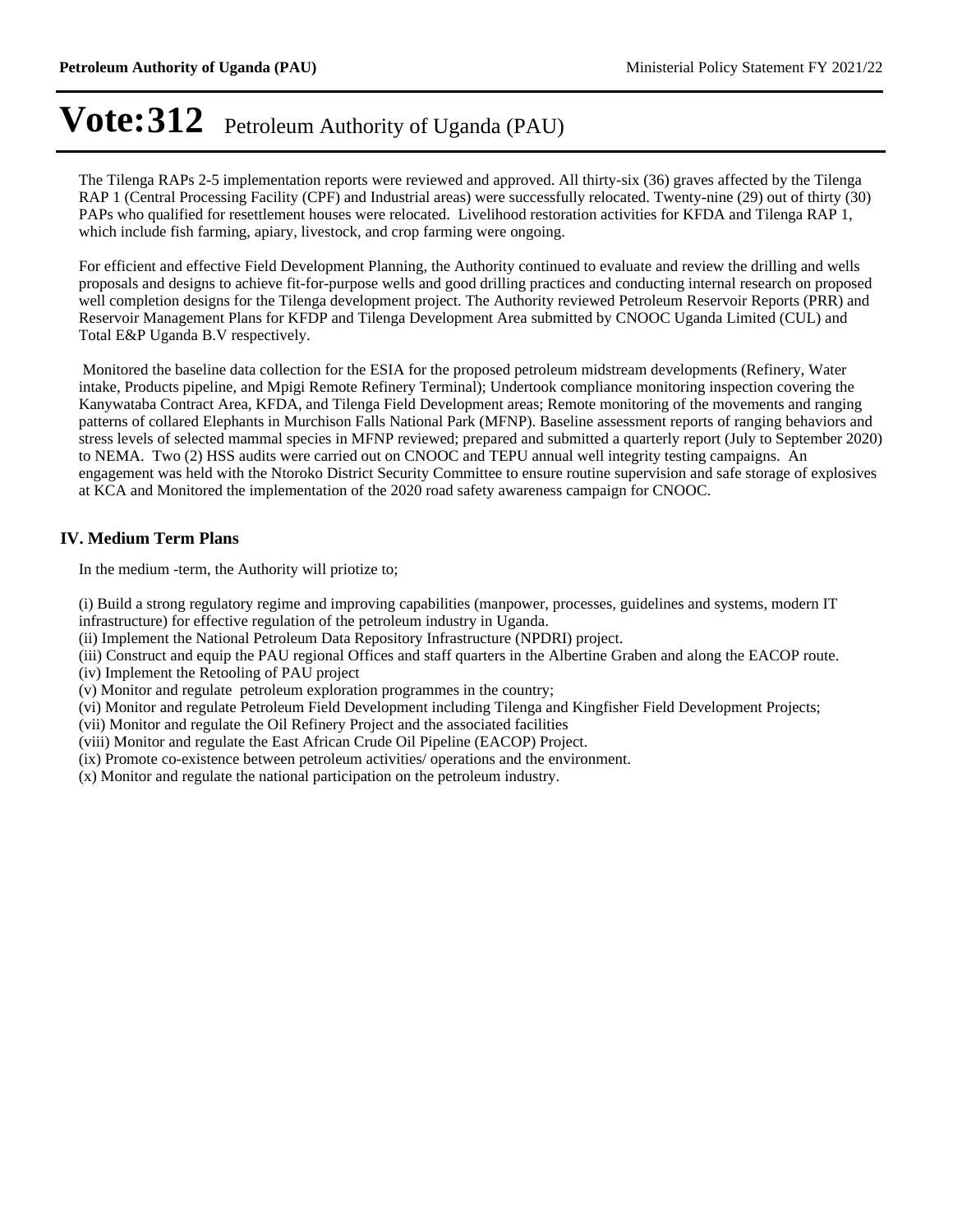# Vote:312 Petroleum Authority of Uganda (PAU)

The Tilenga RAPs 2-5 implementation reports were reviewed and approved. All thirty-six (36) graves affected by the Tilenga RAP 1 (Central Processing Facility (CPF) and Industrial areas) were successfully relocated. Twenty-nine (29) out of thirty (30) PAPs who qualified for resettlement houses were relocated. Livelihood restoration activities for KFDA and Tilenga RAP 1, which include fish farming, apiary, livestock, and crop farming were ongoing.

For efficient and effective Field Development Planning, the Authority continued to evaluate and review the drilling and wells proposals and designs to achieve fit-for-purpose wells and good drilling practices and conducting internal research on proposed well completion designs for the Tilenga development project. The Authority reviewed Petroleum Reservoir Reports (PRR) and Reservoir Management Plans for KFDP and Tilenga Development Area submitted by CNOOC Uganda Limited (CUL) and Total E&P Uganda B.V respectively.

Monitored the baseline data collection for the ESIA for the proposed petroleum midstream developments (Refinery, Water intake, Products pipeline, and Mpigi Remote Refinery Terminal); Undertook compliance monitoring inspection covering the Kanywataba Contract Area, KFDA, and Tilenga Field Development areas; Remote monitoring of the movements and ranging patterns of collared Elephants in Murchison Falls National Park (MFNP). Baseline assessment reports of ranging behaviors and stress levels of selected mammal species in MFNP reviewed; prepared and submitted a quarterly report (July to September 2020) to NEMA. Two (2) HSS audits were carried out on CNOOC and TEPU annual well integrity testing campaigns. An engagement was held with the Ntoroko District Security Committee to ensure routine supervision and safe storage of explosives at KCA and Monitored the implementation of the 2020 road safety awareness campaign for CNOOC.

## IV. Medium Term Plans

In the medium -term, the Authority will priotize to;

(i) Build a strong regulatory regime and improving capabilities (manpower, processes, guidelines and systems, modern IT infrastructure) for effective regulation of the petroleum industry in Uganda.
(ii) Implement the National Petroleum Data Repository Infrastructure (NPDRI) project.
(iii) Construct and equip the PAU regional Offices and staff quarters in the Albertine Graben and along the EACOP route.
(iv) Implement the Retooling of PAU project
(v) Monitor and regulate petroleum exploration programmes in the country;
(vi) Monitor and regulate Petroleum Field Development including Tilenga and Kingfisher Field Development Projects;
(vii) Monitor and regulate the Oil Refinery Project and the associated facilities
(viii) Monitor and regulate the East African Crude Oil Pipeline (EACOP) Project.
(ix) Promote co-existence between petroleum activities/ operations and the environment.
(x) Monitor and regulate the national participation on the petroleum industry.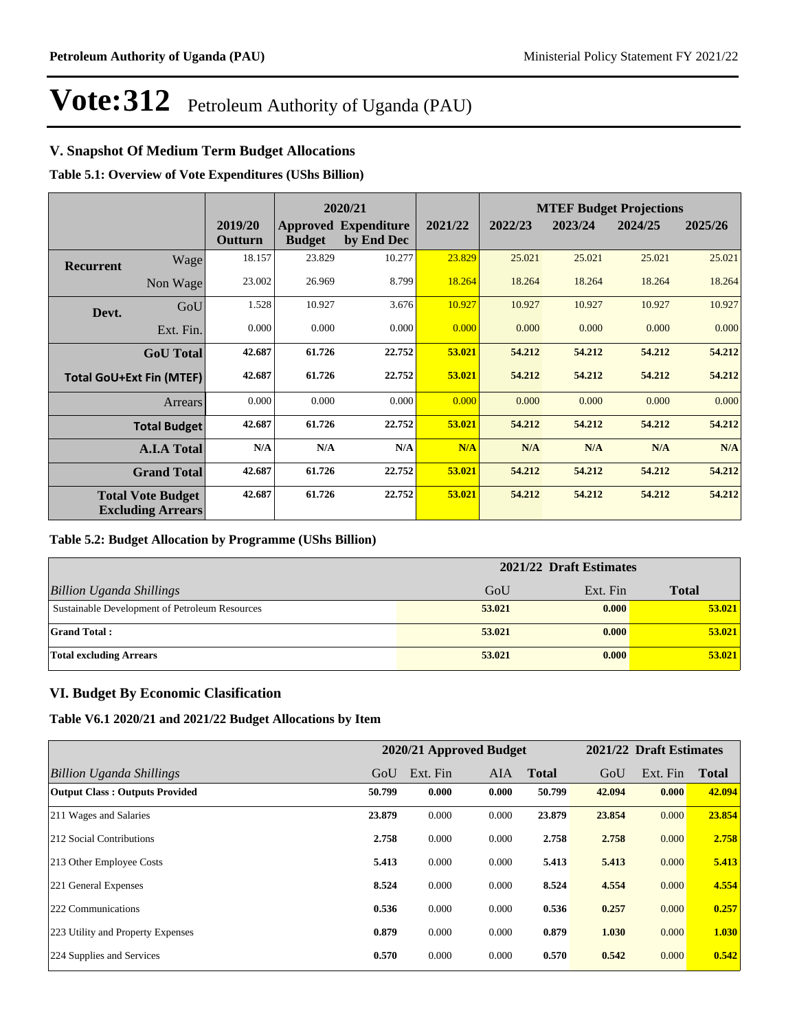# Vote:312 Petroleum Authority of Uganda (PAU)

## V. Snapshot Of Medium Term Budget Allocations

**Table 5.1: Overview of Vote Expenditures (UShs Billion)**

| | | 2019/20 Outturn | 2020/21 Approved Budget | 2020/21 Expenditure by End Dec | 2021/22 | MTEF Budget Projections 2022/23 | 2023/24 | 2024/25 | 2025/26 |
|---|---|---|---|---|---|---|---|---|---|
| **Recurrent** | Wage | 18.157 | 23.829 | 10.277 | 23.829 | 25.021 | 25.021 | 25.021 | 25.021 |
| | Non Wage | 23.002 | 26.969 | 8.799 | 18.264 | 18.264 | 18.264 | 18.264 | 18.264 |
| **Devt.** | GoU | 1.528 | 10.927 | 3.676 | 10.927 | 10.927 | 10.927 | 10.927 | 10.927 |
| | Ext. Fin. | 0.000 | 0.000 | 0.000 | 0.000 | 0.000 | 0.000 | 0.000 | 0.000 |
| | **GoU Total** | **42.687** | **61.726** | **22.752** | **53.021** | **54.212** | **54.212** | **54.212** | **54.212** |
| | **Total GoU+Ext Fin (MTEF)** | **42.687** | **61.726** | **22.752** | **53.021** | **54.212** | **54.212** | **54.212** | **54.212** |
| | Arrears | 0.000 | 0.000 | 0.000 | 0.000 | 0.000 | 0.000 | 0.000 | 0.000 |
| | **Total Budget** | **42.687** | **61.726** | **22.752** | **53.021** | **54.212** | **54.212** | **54.212** | **54.212** |
| | **A.I.A Total** | **N/A** | **N/A** | **N/A** | **N/A** | **N/A** | **N/A** | **N/A** | **N/A** |
| | **Grand Total** | **42.687** | **61.726** | **22.752** | **53.021** | **54.212** | **54.212** | **54.212** | **54.212** |
| | **Total Vote Budget Excluding Arrears** | **42.687** | **61.726** | **22.752** | **53.021** | **54.212** | **54.212** | **54.212** | **54.212** |

**Table 5.2: Budget Allocation by Programme (UShs Billion)**

| | 2021/22 Draft Estimates | | |
|---|---|---|---|
| *Billion Uganda Shillings* | GoU | Ext. Fin | **Total** |
| Sustainable Development of Petroleum Resources | **53.021** | **0.000** | **53.021** |
| **Grand Total :** | **53.021** | **0.000** | **53.021** |
| **Total excluding Arrears** | **53.021** | **0.000** | **53.021** |

## VI. Budget By Economic Clasification

**Table V6.1 2020/21 and 2021/22 Budget Allocations by Item**

| | 2020/21 Approved Budget | | | | 2021/22 Draft Estimates | | |
|---|---|---|---|---|---|---|---|
| *Billion Uganda Shillings* | GoU | Ext. Fin | AIA | **Total** | GoU | Ext. Fin | **Total** |
| **Output Class : Outputs Provided** | **50.799** | **0.000** | **0.000** | **50.799** | **42.094** | **0.000** | **42.094** |
| 211 Wages and Salaries | **23.879** | 0.000 | 0.000 | **23.879** | **23.854** | 0.000 | **23.854** |
| 212 Social Contributions | **2.758** | 0.000 | 0.000 | **2.758** | **2.758** | 0.000 | **2.758** |
| 213 Other Employee Costs | **5.413** | 0.000 | 0.000 | **5.413** | **5.413** | 0.000 | **5.413** |
| 221 General Expenses | **8.524** | 0.000 | 0.000 | **8.524** | **4.554** | 0.000 | **4.554** |
| 222 Communications | **0.536** | 0.000 | 0.000 | **0.536** | **0.257** | 0.000 | **0.257** |
| 223 Utility and Property Expenses | **0.879** | 0.000 | 0.000 | **0.879** | **1.030** | 0.000 | **1.030** |
| 224 Supplies and Services | **0.570** | 0.000 | 0.000 | **0.570** | **0.542** | 0.000 | **0.542** |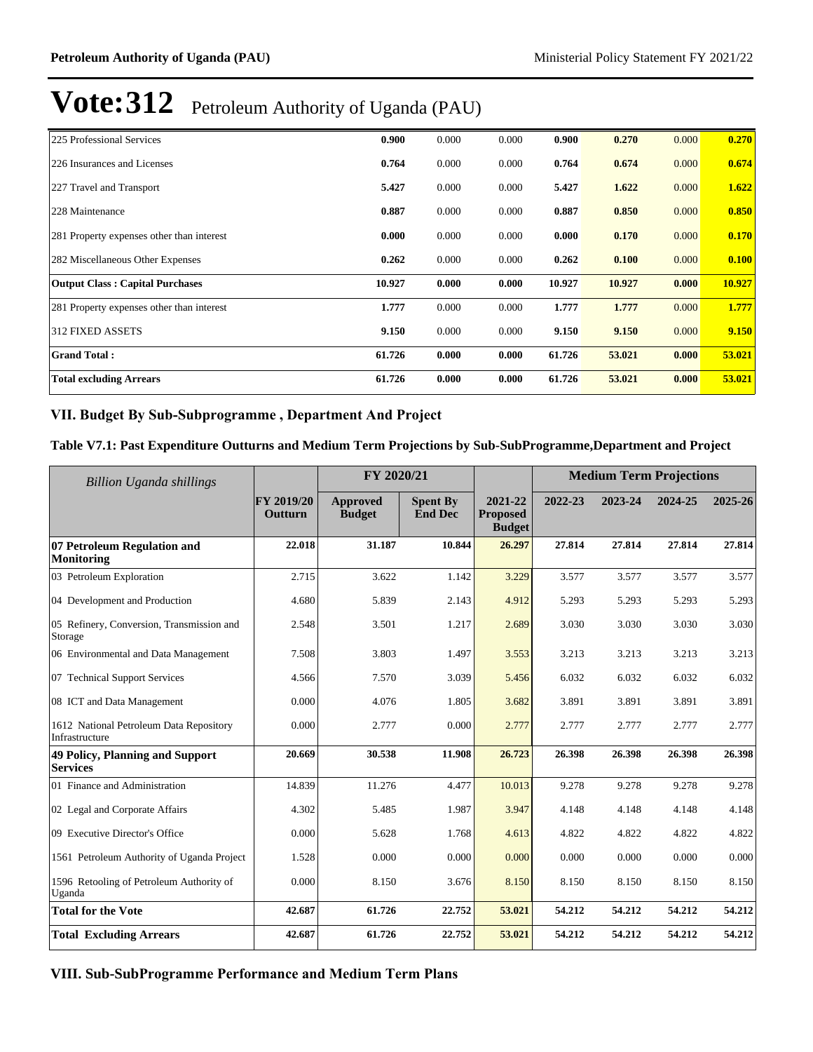# Vote:312 Petroleum Authority of Uganda (PAU)

| | | | | | | | |
|---|---|---|---|---|---|---|---|
| 225 Professional Services | **0.900** | 0.000 | 0.000 | **0.900** | **0.270** | 0.000 | **0.270** |
| 226 Insurances and Licenses | **0.764** | 0.000 | 0.000 | **0.764** | **0.674** | 0.000 | **0.674** |
| 227 Travel and Transport | **5.427** | 0.000 | 0.000 | **5.427** | **1.622** | 0.000 | **1.622** |
| 228 Maintenance | **0.887** | 0.000 | 0.000 | **0.887** | **0.850** | 0.000 | **0.850** |
| 281 Property expenses other than interest | **0.000** | 0.000 | 0.000 | **0.000** | **0.170** | 0.000 | **0.170** |
| 282 Miscellaneous Other Expenses | **0.262** | 0.000 | 0.000 | **0.262** | **0.100** | 0.000 | **0.100** |
| **Output Class : Capital Purchases** | **10.927** | **0.000** | **0.000** | **10.927** | **10.927** | **0.000** | **10.927** |
| 281 Property expenses other than interest | **1.777** | 0.000 | 0.000 | **1.777** | **1.777** | 0.000 | **1.777** |
| 312 FIXED ASSETS | **9.150** | 0.000 | 0.000 | **9.150** | **9.150** | 0.000 | **9.150** |
| **Grand Total :** | **61.726** | **0.000** | **0.000** | **61.726** | **53.021** | **0.000** | **53.021** |
| **Total excluding Arrears** | **61.726** | **0.000** | **0.000** | **61.726** | **53.021** | **0.000** | **53.021** |

## VII. Budget By Sub-Subprogramme , Department And Project

### Table V7.1: Past Expenditure Outturns and Medium Term Projections by Sub-SubProgramme,Department and Project

| *Billion Uganda shillings* | | FY 2020/21 | | | Medium Term Projections | | | |
|---|---|---|---|---|---|---|---|---|
| | **FY 2019/20 Outturn** | **Approved Budget** | **Spent By End Dec** | **2021-22 Proposed Budget** | **2022-23** | **2023-24** | **2024-25** | **2025-26** |
| **07 Petroleum Regulation and Monitoring** | **22.018** | **31.187** | **10.844** | **26.297** | **27.814** | **27.814** | **27.814** | **27.814** |
| 03 Petroleum Exploration | 2.715 | 3.622 | 1.142 | 3.229 | 3.577 | 3.577 | 3.577 | 3.577 |
| 04 Development and Production | 4.680 | 5.839 | 2.143 | 4.912 | 5.293 | 5.293 | 5.293 | 5.293 |
| 05 Refinery, Conversion, Transmission and Storage | 2.548 | 3.501 | 1.217 | 2.689 | 3.030 | 3.030 | 3.030 | 3.030 |
| 06 Environmental and Data Management | 7.508 | 3.803 | 1.497 | 3.553 | 3.213 | 3.213 | 3.213 | 3.213 |
| 07 Technical Support Services | 4.566 | 7.570 | 3.039 | 5.456 | 6.032 | 6.032 | 6.032 | 6.032 |
| 08 ICT and Data Management | 0.000 | 4.076 | 1.805 | 3.682 | 3.891 | 3.891 | 3.891 | 3.891 |
| 1612 National Petroleum Data Repository Infrastructure | 0.000 | 2.777 | 0.000 | 2.777 | 2.777 | 2.777 | 2.777 | 2.777 |
| **49 Policy, Planning and Support Services** | **20.669** | **30.538** | **11.908** | **26.723** | **26.398** | **26.398** | **26.398** | **26.398** |
| 01 Finance and Administration | 14.839 | 11.276 | 4.477 | 10.013 | 9.278 | 9.278 | 9.278 | 9.278 |
| 02 Legal and Corporate Affairs | 4.302 | 5.485 | 1.987 | 3.947 | 4.148 | 4.148 | 4.148 | 4.148 |
| 09 Executive Director's Office | 0.000 | 5.628 | 1.768 | 4.613 | 4.822 | 4.822 | 4.822 | 4.822 |
| 1561 Petroleum Authority of Uganda Project | 1.528 | 0.000 | 0.000 | 0.000 | 0.000 | 0.000 | 0.000 | 0.000 |
| 1596 Retooling of Petroleum Authority of Uganda | 0.000 | 8.150 | 3.676 | 8.150 | 8.150 | 8.150 | 8.150 | 8.150 |
| **Total for the Vote** | **42.687** | **61.726** | **22.752** | **53.021** | **54.212** | **54.212** | **54.212** | **54.212** |
| **Total Excluding Arrears** | **42.687** | **61.726** | **22.752** | **53.021** | **54.212** | **54.212** | **54.212** | **54.212** |

## VIII. Sub-SubProgramme Performance and Medium Term Plans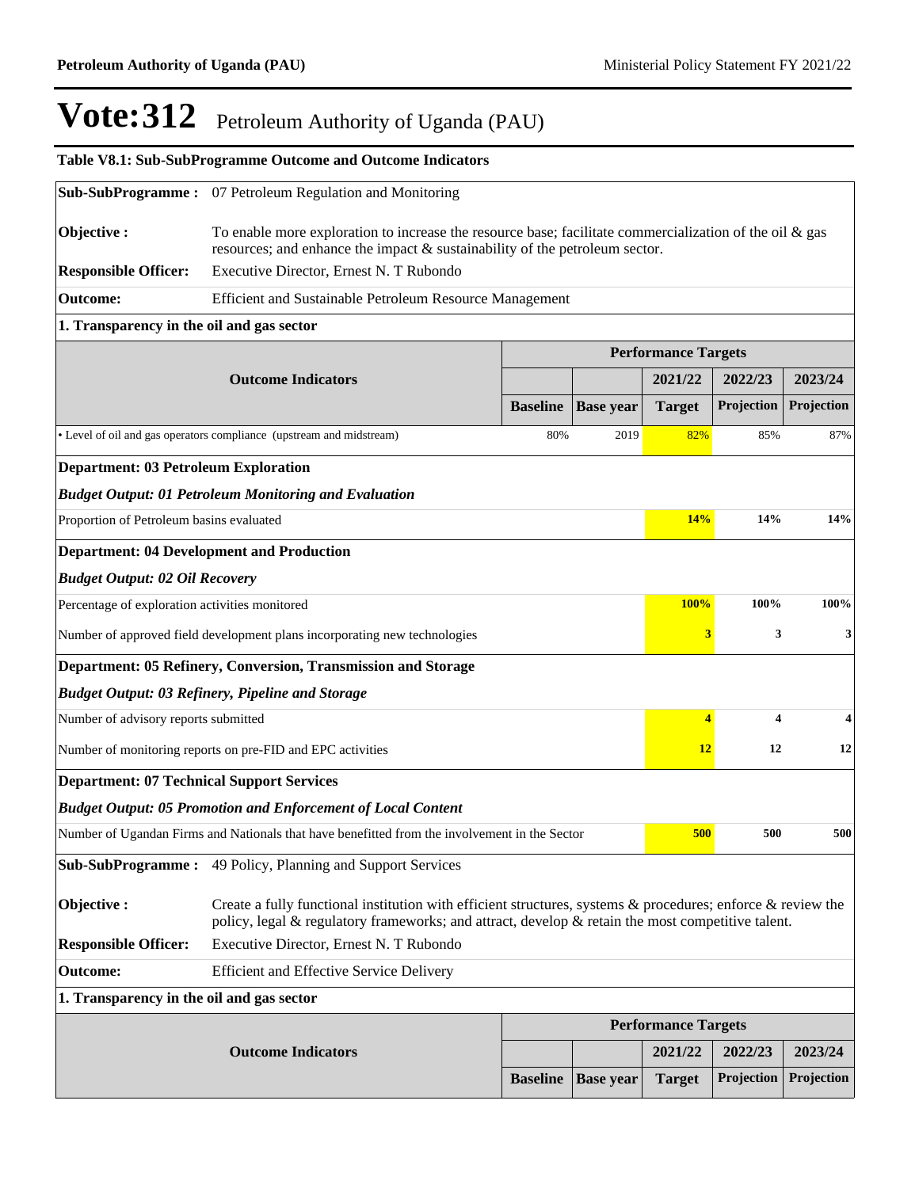# Vote:312 Petroleum Authority of Uganda (PAU)

**Table V8.1: Sub-SubProgramme Outcome and Outcome Indicators**

| | |
|---|---|
| **Sub-SubProgramme :** | 07 Petroleum Regulation and Monitoring |
| **Objective :** | To enable more exploration to increase the resource base; facilitate commercialization of the oil & gas resources; and enhance the impact & sustainability of the petroleum sector. |
| **Responsible Officer:** | Executive Director, Ernest N. T Rubondo |
| **Outcome:** | Efficient and Sustainable Petroleum Resource Management |

**1. Transparency in the oil and gas sector**

| Outcome Indicators | Performance Targets | | | | |
|---|---|---|---|---|---|
| | | | 2021/22 | 2022/23 | 2023/24 |
| | Baseline | Base year | Target | Projection | Projection |
| • Level of oil and gas operators compliance (upstream and midstream) | 80% | 2019 | 82% | 85% | 87% |
| **Department: 03 Petroleum Exploration** | | | | | |
| ***Budget Output: 01 Petroleum Monitoring and Evaluation*** | | | | | |
| Proportion of Petroleum basins evaluated | | | **14%** | **14%** | **14%** |
| **Department: 04 Development and Production** | | | | | |
| ***Budget Output: 02 Oil Recovery*** | | | | | |
| Percentage of exploration activities monitored | | | **100%** | **100%** | **100%** |
| Number of approved field development plans incorporating new technologies | | | **3** | **3** | **3** |
| **Department: 05 Refinery, Conversion, Transmission and Storage** | | | | | |
| ***Budget Output: 03 Refinery, Pipeline and Storage*** | | | | | |
| Number of advisory reports submitted | | | **4** | **4** | **4** |
| Number of monitoring reports on pre-FID and EPC activities | | | **12** | **12** | **12** |
| **Department: 07 Technical Support Services** | | | | | |
| ***Budget Output: 05 Promotion and Enforcement of Local Content*** | | | | | |
| Number of Ugandan Firms and Nationals that have benefitted from the involvement in the Sector | | | **500** | **500** | **500** |

| | |
|---|---|
| **Sub-SubProgramme :** | 49 Policy, Planning and Support Services |
| **Objective :** | Create a fully functional institution with efficient structures, systems & procedures; enforce & review the policy, legal & regulatory frameworks; and attract, develop & retain the most competitive talent. |
| **Responsible Officer:** | Executive Director, Ernest N. T Rubondo |
| **Outcome:** | Efficient and Effective Service Delivery |

**1. Transparency in the oil and gas sector**

| Outcome Indicators | Performance Targets | | | | |
|---|---|---|---|---|---|
| | | | 2021/22 | 2022/23 | 2023/24 |
| | Baseline | Base year | Target | Projection | Projection |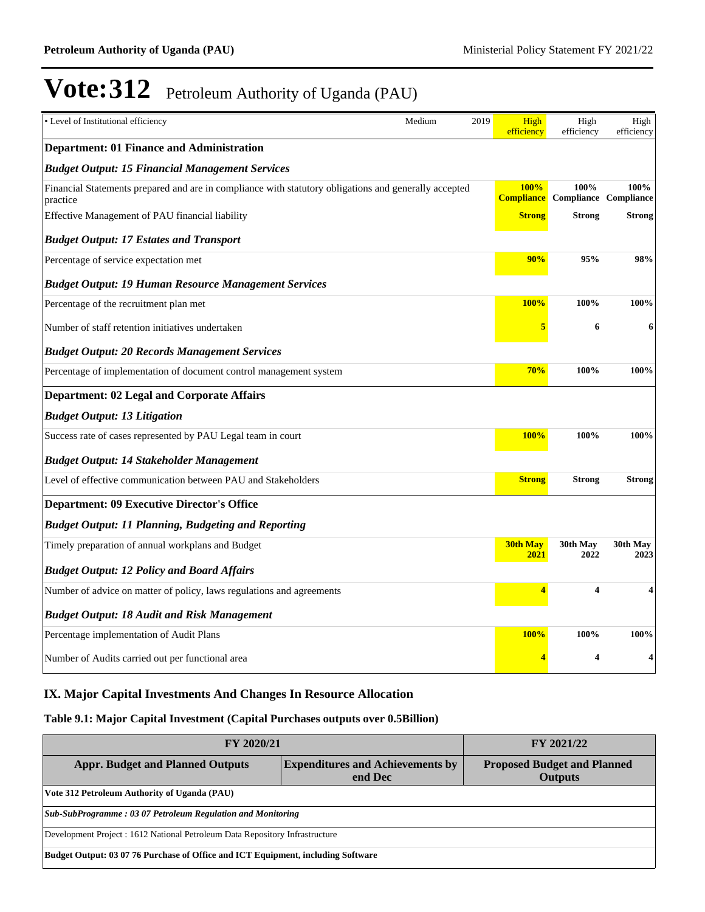# Vote:312 Petroleum Authority of Uganda (PAU)

| | | | | | |
|---|---|---|---|---|---|
| • Level of Institutional efficiency | Medium | 2019 | High efficiency | High efficiency | High efficiency |
| **Department: 01 Finance and Administration** | | | | | |
| ***Budget Output: 15 Financial Management Services*** | | | | | |
| Financial Statements prepared and are in compliance with statutory obligations and generally accepted practice | | | **100% Compliance** | **100% Compliance** | **100% Compliance** |
| Effective Management of PAU financial liability | | | **Strong** | **Strong** | **Strong** |
| ***Budget Output: 17 Estates and Transport*** | | | | | |
| Percentage of service expectation met | | | **90%** | **95%** | **98%** |
| ***Budget Output: 19 Human Resource Management Services*** | | | | | |
| Percentage of the recruitment plan met | | | **100%** | **100%** | **100%** |
| Number of staff retention initiatives undertaken | | | **5** | **6** | **6** |
| ***Budget Output: 20 Records Management Services*** | | | | | |
| Percentage of implementation of document control management system | | | **70%** | **100%** | **100%** |
| **Department: 02 Legal and Corporate Affairs** | | | | | |
| ***Budget Output: 13 Litigation*** | | | | | |
| Success rate of cases represented by PAU Legal team in court | | | **100%** | **100%** | **100%** |
| ***Budget Output: 14 Stakeholder Management*** | | | | | |
| Level of effective communication between PAU and Stakeholders | | | **Strong** | **Strong** | **Strong** |
| **Department: 09 Executive Director's Office** | | | | | |
| ***Budget Output: 11 Planning, Budgeting and Reporting*** | | | | | |
| Timely preparation of annual workplans and Budget | | | **30th May 2021** | **30th May 2022** | **30th May 2023** |
| ***Budget Output: 12 Policy and Board Affairs*** | | | | | |
| Number of advice on matter of policy, laws regulations and agreements | | | **4** | **4** | **4** |
| ***Budget Output: 18 Audit and Risk Management*** | | | | | |
| Percentage implementation of Audit Plans | | | **100%** | **100%** | **100%** |
| Number of Audits carried out per functional area | | | **4** | **4** | **4** |

## IX. Major Capital Investments And Changes In Resource Allocation

### Table 9.1: Major Capital Investment (Capital Purchases outputs over 0.5Billion)

| FY 2020/21 | | FY 2021/22 |
|---|---|---|
| **Appr. Budget and Planned Outputs** | **Expenditures and Achievements by end Dec** | **Proposed Budget and Planned Outputs** |
| **Vote 312 Petroleum Authority of Uganda (PAU)** | | |
| ***Sub-SubProgramme : 03 07 Petroleum Regulation and Monitoring*** | | |
| Development Project : 1612 National Petroleum Data Repository Infrastructure | | |
| **Budget Output: 03 07 76 Purchase of Office and ICT Equipment, including Software** | | |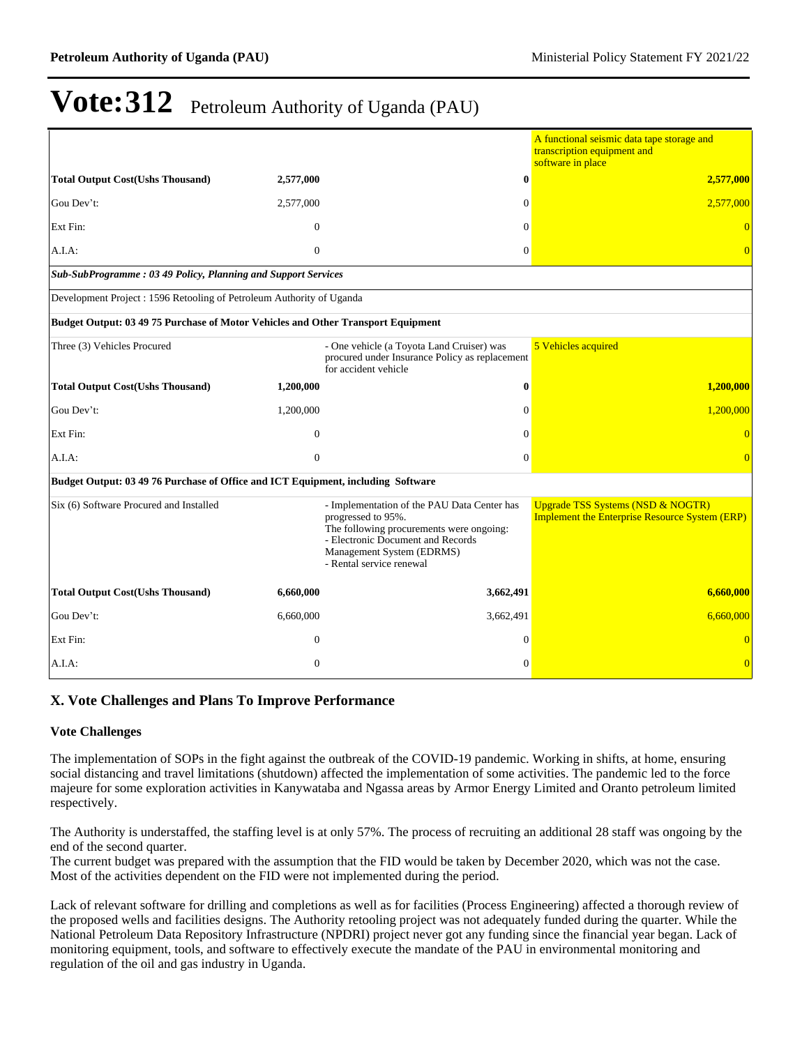# Vote:312 Petroleum Authority of Uganda (PAU)

| | | | |
|---|---|---|---|
| | | | A functional seismic data tape storage and transcription equipment and software in place |
| **Total Output Cost(Ushs Thousand)** | **2,577,000** | **0** | **2,577,000** |
| Gou Dev't: | 2,577,000 | 0 | 2,577,000 |
| Ext Fin: | 0 | 0 | 0 |
| A.I.A: | 0 | 0 | 0 |
| ***Sub-SubProgramme : 03 49 Policy, Planning and Support Services*** | | | |
| Development Project : 1596 Retooling of Petroleum Authority of Uganda | | | |
| **Budget Output: 03 49 75 Purchase of Motor Vehicles and Other Transport Equipment** | | | |
| Three (3) Vehicles Procured | | - One vehicle (a Toyota Land Cruiser) was procured under Insurance Policy as replacement for accident vehicle | 5 Vehicles acquired |
| **Total Output Cost(Ushs Thousand)** | **1,200,000** | **0** | **1,200,000** |
| Gou Dev't: | 1,200,000 | 0 | 1,200,000 |
| Ext Fin: | 0 | 0 | 0 |
| A.I.A: | 0 | 0 | 0 |
| **Budget Output: 03 49 76 Purchase of Office and ICT Equipment, including Software** | | | |
| Six (6) Software Procured and Installed | | - Implementation of the PAU Data Center has progressed to 95%.<br>The following procurements were ongoing:<br>- Electronic Document and Records Management System (EDRMS)<br>- Rental service renewal | Upgrade TSS Systems (NSD & NOGTR)<br>Implement the Enterprise Resource System (ERP) |
| **Total Output Cost(Ushs Thousand)** | **6,660,000** | **3,662,491** | **6,660,000** |
| Gou Dev't: | 6,660,000 | 3,662,491 | 6,660,000 |
| Ext Fin: | 0 | 0 | 0 |
| A.I.A: | 0 | 0 | 0 |

## X. Vote Challenges and Plans To Improve Performance

### Vote Challenges

The implementation of SOPs in the fight against the outbreak of the COVID-19 pandemic. Working in shifts, at home, ensuring social distancing and travel limitations (shutdown) affected the implementation of some activities. The pandemic led to the force majeure for some exploration activities in Kanywataba and Ngassa areas by Armor Energy Limited and Oranto petroleum limited respectively.

The Authority is understaffed, the staffing level is at only 57%. The process of recruiting an additional 28 staff was ongoing by the end of the second quarter.
The current budget was prepared with the assumption that the FID would be taken by December 2020, which was not the case. Most of the activities dependent on the FID were not implemented during the period.

Lack of relevant software for drilling and completions as well as for facilities (Process Engineering) affected a thorough review of the proposed wells and facilities designs. The Authority retooling project was not adequately funded during the quarter. While the National Petroleum Data Repository Infrastructure (NPDRI) project never got any funding since the financial year began. Lack of monitoring equipment, tools, and software to effectively execute the mandate of the PAU in environmental monitoring and regulation of the oil and gas industry in Uganda.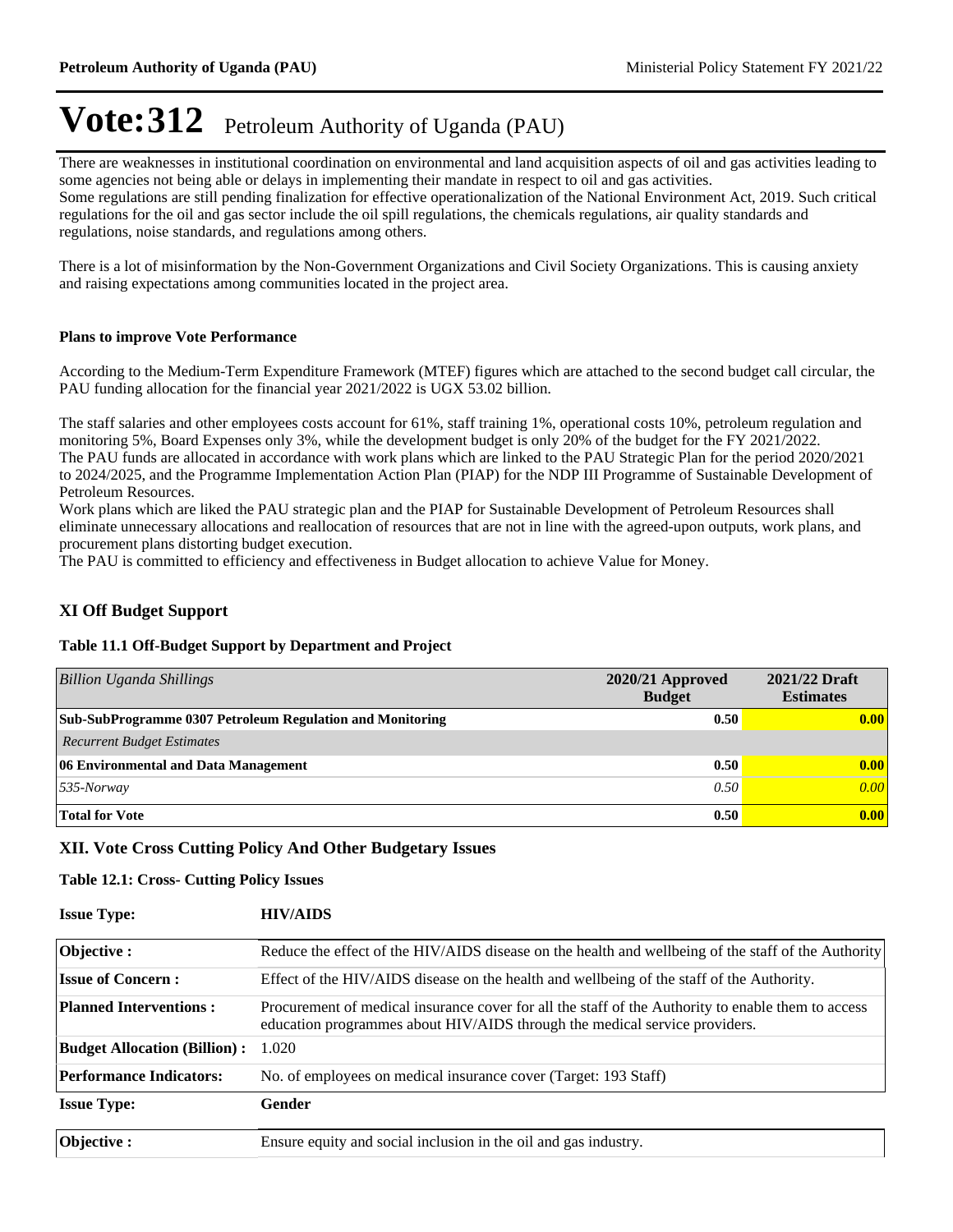# Vote:312 Petroleum Authority of Uganda (PAU)

There are weaknesses in institutional coordination on environmental and land acquisition aspects of oil and gas activities leading to some agencies not being able or delays in implementing their mandate in respect to oil and gas activities.
Some regulations are still pending finalization for effective operationalization of the National Environment Act, 2019. Such critical regulations for the oil and gas sector include the oil spill regulations, the chemicals regulations, air quality standards and regulations, noise standards, and regulations among others.

There is a lot of misinformation by the Non-Government Organizations and Civil Society Organizations. This is causing anxiety and raising expectations among communities located in the project area.

**Plans to improve Vote Performance**

According to the Medium-Term Expenditure Framework (MTEF) figures which are attached to the second budget call circular, the PAU funding allocation for the financial year 2021/2022 is UGX 53.02 billion.

The staff salaries and other employees costs account for 61%, staff training 1%, operational costs 10%, petroleum regulation and monitoring 5%, Board Expenses only 3%, while the development budget is only 20% of the budget for the FY 2021/2022.
The PAU funds are allocated in accordance with work plans which are linked to the PAU Strategic Plan for the period 2020/2021 to 2024/2025, and the Programme Implementation Action Plan (PIAP) for the NDP III Programme of Sustainable Development of Petroleum Resources.
Work plans which are liked the PAU strategic plan and the PIAP for Sustainable Development of Petroleum Resources shall eliminate unnecessary allocations and reallocation of resources that are not in line with the agreed-upon outputs, work plans, and procurement plans distorting budget execution.
The PAU is committed to efficiency and effectiveness in Budget allocation to achieve Value for Money.

## XI Off Budget Support

**Table 11.1 Off-Budget Support by Department and Project**

| *Billion Uganda Shillings* | 2020/21 Approved Budget | 2021/22 Draft Estimates |
|---|---|---|
| **Sub-SubProgramme 0307 Petroleum Regulation and Monitoring** | **0.50** | **0.00** |
| *Recurrent Budget Estimates* | | |
| **06 Environmental and Data Management** | **0.50** | **0.00** |
| *535-Norway* | *0.50* | *0.00* |
| **Total for Vote** | **0.50** | **0.00** |

## XII. Vote Cross Cutting Policy And Other Budgetary Issues

**Table 12.1: Cross- Cutting Policy Issues**

| **Issue Type:** | **HIV/AIDS** |
|---|---|
| **Objective :** | Reduce the effect of the HIV/AIDS disease on the health and wellbeing of the staff of the Authority |
| **Issue of Concern :** | Effect of the HIV/AIDS disease on the health and wellbeing of the staff of the Authority. |
| **Planned Interventions :** | Procurement of medical insurance cover for all the staff of the Authority to enable them to access education programmes about HIV/AIDS through the medical service providers. |
| **Budget Allocation (Billion) :** | 1.020 |
| **Performance Indicators:** | No. of employees on medical insurance cover (Target: 193 Staff) |

| **Issue Type:** | **Gender** |
|---|---|
| **Objective :** | Ensure equity and social inclusion in the oil and gas industry. |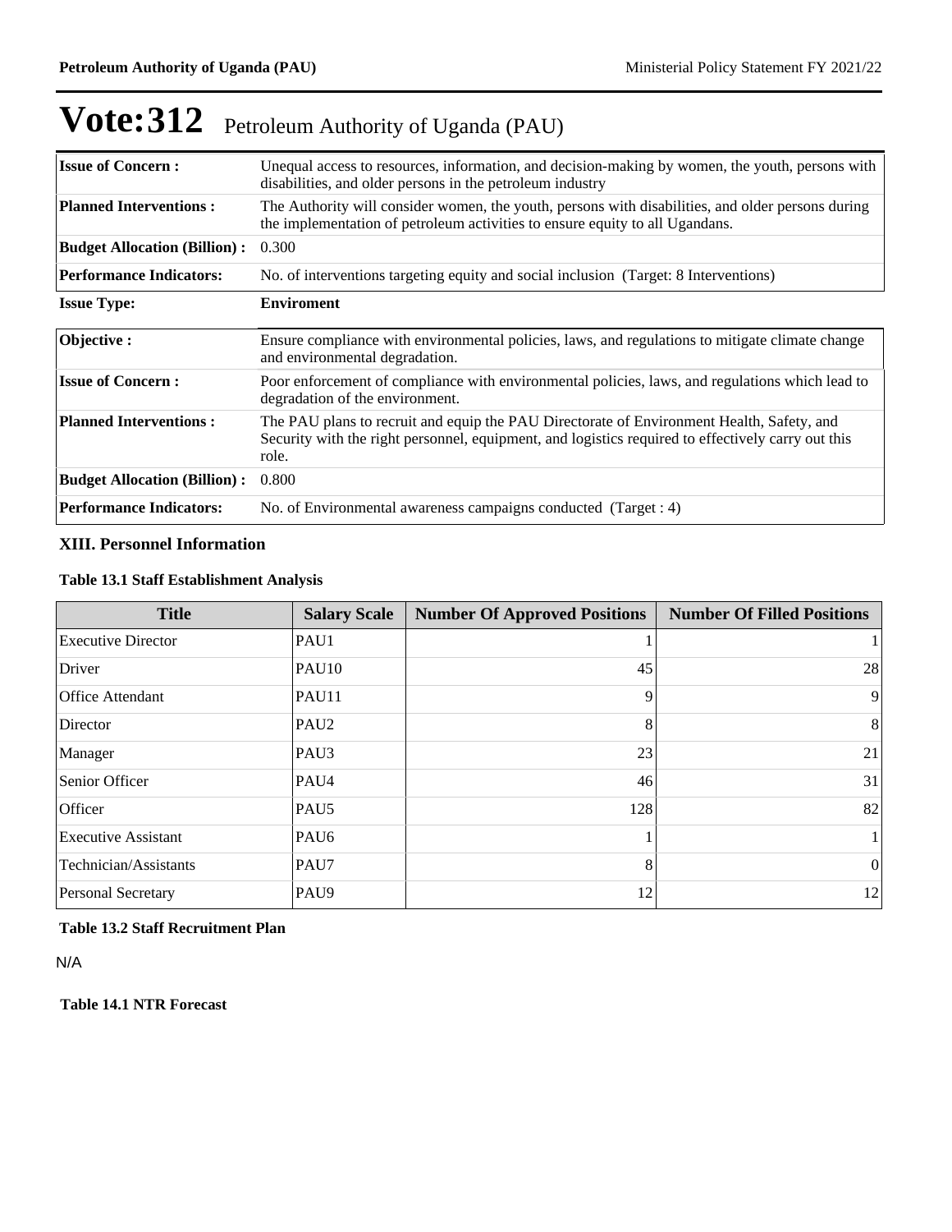# Vote:312 Petroleum Authority of Uganda (PAU)

| | |
|---|---|
| **Issue of Concern :** | Unequal access to resources, information, and decision-making by women, the youth, persons with disabilities, and older persons in the petroleum industry |
| **Planned Interventions :** | The Authority will consider women, the youth, persons with disabilities, and older persons during the implementation of petroleum activities to ensure equity to all Ugandans. |
| **Budget Allocation (Billion) :** | 0.300 |
| **Performance Indicators:** | No. of interventions targeting equity and social inclusion (Target: 8 Interventions) |

**Issue Type:** **Enviroment**

| | |
|---|---|
| **Objective :** | Ensure compliance with environmental policies, laws, and regulations to mitigate climate change and environmental degradation. |
| **Issue of Concern :** | Poor enforcement of compliance with environmental policies, laws, and regulations which lead to degradation of the environment. |
| **Planned Interventions :** | The PAU plans to recruit and equip the PAU Directorate of Environment Health, Safety, and Security with the right personnel, equipment, and logistics required to effectively carry out this role. |
| **Budget Allocation (Billion) :** | 0.800 |
| **Performance Indicators:** | No. of Environmental awareness campaigns conducted (Target : 4) |

### XIII. Personnel Information

**Table 13.1 Staff Establishment Analysis**

| Title | Salary Scale | Number Of Approved Positions | Number Of Filled Positions |
|---|---|---|---|
| Executive Director | PAU1 | 1 | 1 |
| Driver | PAU10 | 45 | 28 |
| Office Attendant | PAU11 | 9 | 9 |
| Director | PAU2 | 8 | 8 |
| Manager | PAU3 | 23 | 21 |
| Senior Officer | PAU4 | 46 | 31 |
| Officer | PAU5 | 128 | 82 |
| Executive Assistant | PAU6 | 1 | 1 |
| Technician/Assistants | PAU7 | 8 | 0 |
| Personal Secretary | PAU9 | 12 | 12 |

**Table 13.2 Staff Recruitment Plan**

N/A

**Table 14.1 NTR Forecast**